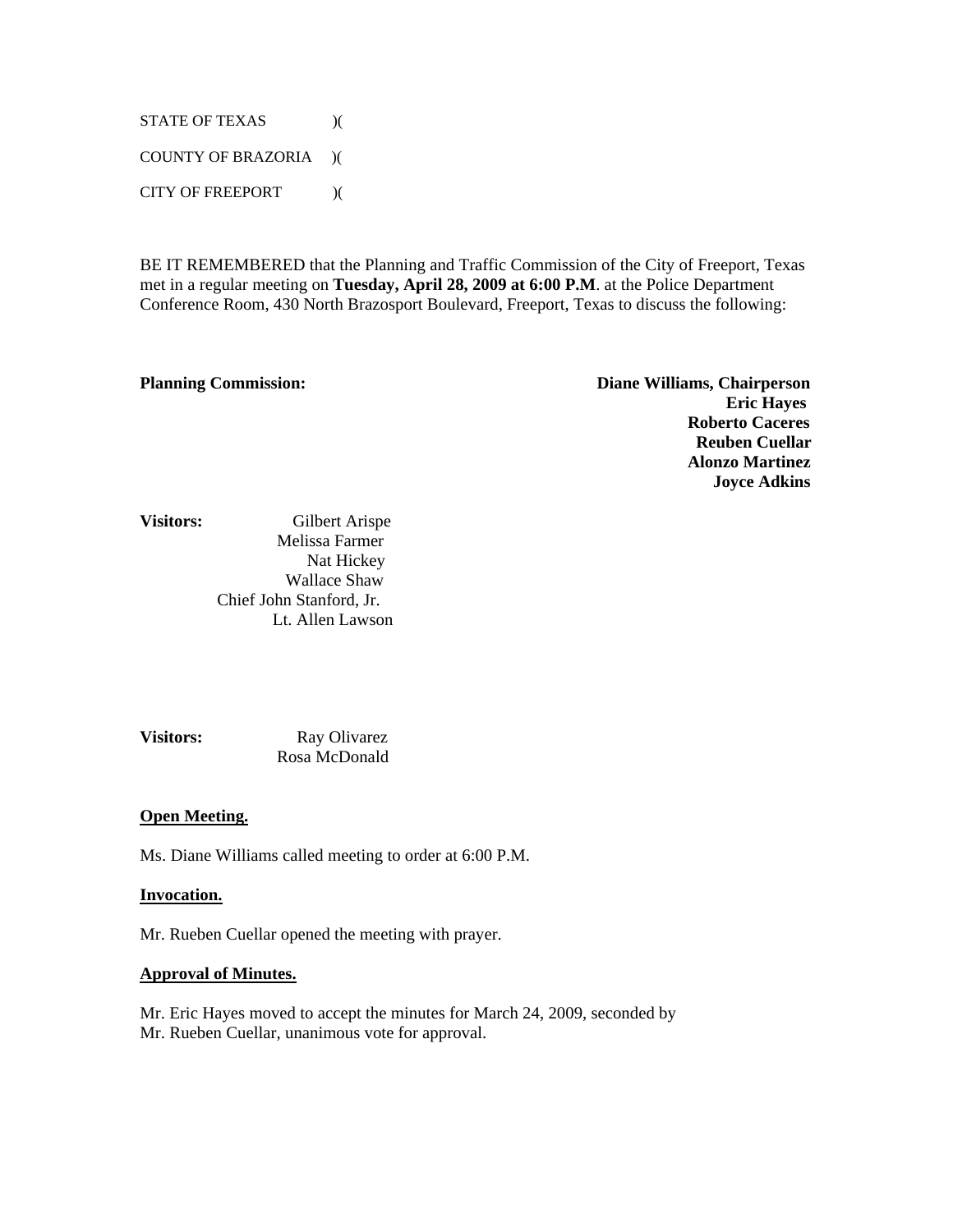STATE OF TEXAS )(

COUNTY OF BRAZORIA )(

CITY OF FREEPORT )(

BE IT REMEMBERED that the Planning and Traffic Commission of the City of Freeport, Texas met in a regular meeting on **Tuesday, April 28, 2009 at 6:00 P.M**. at the Police Department Conference Room, 430 North Brazosport Boulevard, Freeport, Texas to discuss the following:

**Planning Commission:**

**Diane Williams, Chairperson**
**Eric Hayes**
**Roberto Caceres**
**Reuben Cuellar**
**Alonzo Martinez**
**Joyce Adkins**

**Visitors:**

Gilbert Arispe
Melissa Farmer
Nat Hickey
Wallace Shaw
Chief John Stanford, Jr.
Lt. Allen Lawson

**Visitors:**

Ray Olivarez
Rosa McDonald

**Open Meeting.**

Ms. Diane Williams called meeting to order at 6:00 P.M.

**Invocation.**

Mr. Rueben Cuellar opened the meeting with prayer.

**Approval of Minutes.**

Mr. Eric Hayes moved to accept the minutes for March 24, 2009, seconded by Mr. Rueben Cuellar, unanimous vote for approval.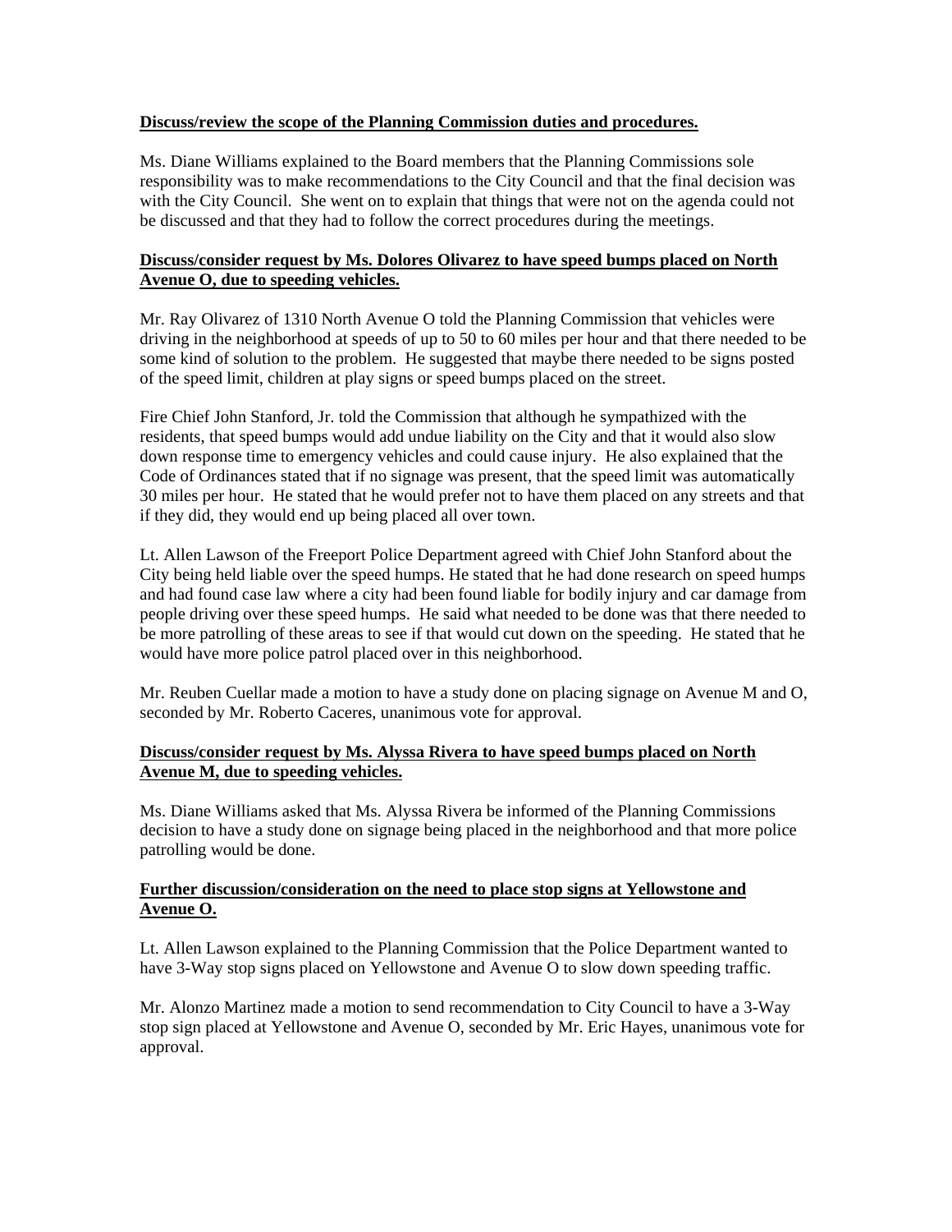**Discuss/review the scope of the Planning Commission duties and procedures.**

Ms. Diane Williams explained to the Board members that the Planning Commissions sole responsibility was to make recommendations to the City Council and that the final decision was with the City Council. She went on to explain that things that were not on the agenda could not be discussed and that they had to follow the correct procedures during the meetings.

**Discuss/consider request by Ms. Dolores Olivarez to have speed bumps placed on North Avenue O, due to speeding vehicles.**

Mr. Ray Olivarez of 1310 North Avenue O told the Planning Commission that vehicles were driving in the neighborhood at speeds of up to 50 to 60 miles per hour and that there needed to be some kind of solution to the problem. He suggested that maybe there needed to be signs posted of the speed limit, children at play signs or speed bumps placed on the street.

Fire Chief John Stanford, Jr. told the Commission that although he sympathized with the residents, that speed bumps would add undue liability on the City and that it would also slow down response time to emergency vehicles and could cause injury. He also explained that the Code of Ordinances stated that if no signage was present, that the speed limit was automatically 30 miles per hour. He stated that he would prefer not to have them placed on any streets and that if they did, they would end up being placed all over town.

Lt. Allen Lawson of the Freeport Police Department agreed with Chief John Stanford about the City being held liable over the speed humps. He stated that he had done research on speed humps and had found case law where a city had been found liable for bodily injury and car damage from people driving over these speed humps. He said what needed to be done was that there needed to be more patrolling of these areas to see if that would cut down on the speeding. He stated that he would have more police patrol placed over in this neighborhood.

Mr. Reuben Cuellar made a motion to have a study done on placing signage on Avenue M and O, seconded by Mr. Roberto Caceres, unanimous vote for approval.

**Discuss/consider request by Ms. Alyssa Rivera to have speed bumps placed on North Avenue M, due to speeding vehicles.**

Ms. Diane Williams asked that Ms. Alyssa Rivera be informed of the Planning Commissions decision to have a study done on signage being placed in the neighborhood and that more police patrolling would be done.

**Further discussion/consideration on the need to place stop signs at Yellowstone and Avenue O.**

Lt. Allen Lawson explained to the Planning Commission that the Police Department wanted to have 3-Way stop signs placed on Yellowstone and Avenue O to slow down speeding traffic.

Mr. Alonzo Martinez made a motion to send recommendation to City Council to have a 3-Way stop sign placed at Yellowstone and Avenue O, seconded by Mr. Eric Hayes, unanimous vote for approval.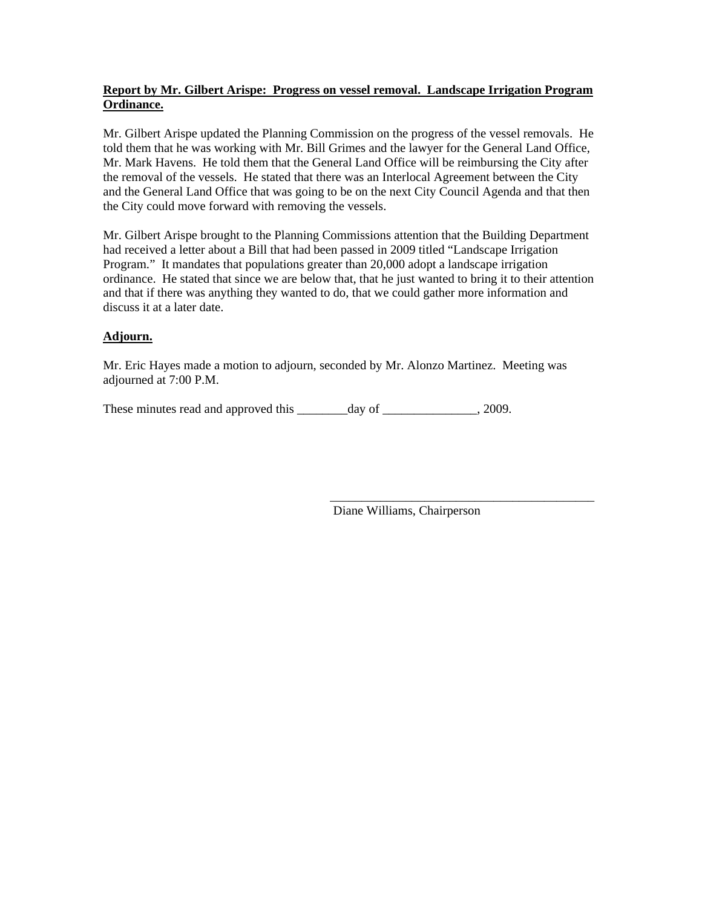**Report by Mr. Gilbert Arispe: Progress on vessel removal. Landscape Irrigation Program Ordinance.**

Mr. Gilbert Arispe updated the Planning Commission on the progress of the vessel removals. He told them that he was working with Mr. Bill Grimes and the lawyer for the General Land Office, Mr. Mark Havens. He told them that the General Land Office will be reimbursing the City after the removal of the vessels. He stated that there was an Interlocal Agreement between the City and the General Land Office that was going to be on the next City Council Agenda and that then the City could move forward with removing the vessels.

Mr. Gilbert Arispe brought to the Planning Commissions attention that the Building Department had received a letter about a Bill that had been passed in 2009 titled "Landscape Irrigation Program." It mandates that populations greater than 20,000 adopt a landscape irrigation ordinance. He stated that since we are below that, that he just wanted to bring it to their attention and that if there was anything they wanted to do, that we could gather more information and discuss it at a later date.

**Adjourn.**

Mr. Eric Hayes made a motion to adjourn, seconded by Mr. Alonzo Martinez. Meeting was adjourned at 7:00 P.M.

These minutes read and approved this ________day of _______________, 2009.

_____________________________________________
Diane Williams, Chairperson